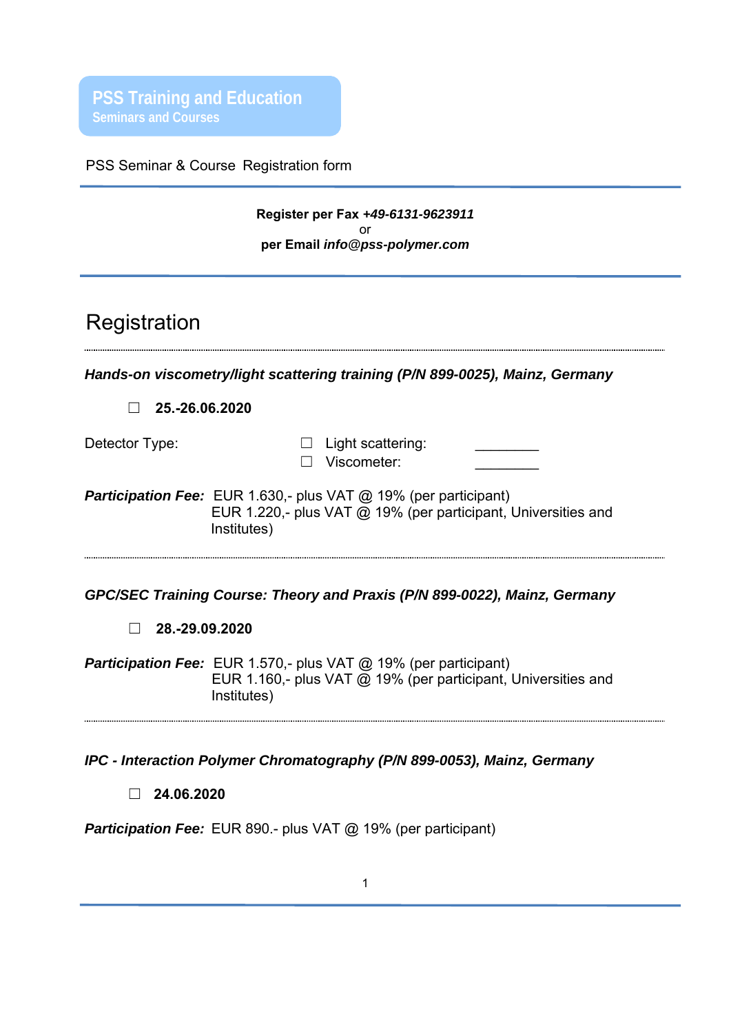**PSS Training and Education**
Seminars and Courses

PSS Seminar & Course Registration form

**Register per Fax** ***+49-6131-9623911***
or
**per Email** ***info@pss-polymer.com***

# Registration

***Hands-on viscometry/light scattering training (P/N 899-0025), Mainz, Germany***

☐ **25.-26.06.2020**

Detector Type:

☐ Light scattering: ________
☐ Viscometer: ________

***Participation Fee:*** EUR 1.630,- plus VAT @ 19% (per participant)
EUR 1.220,- plus VAT @ 19% (per participant, Universities and Institutes)

***GPC/SEC Training Course: Theory and Praxis (P/N 899-0022), Mainz, Germany***

☐ **28.-29.09.2020**

***Participation Fee:*** EUR 1.570,- plus VAT @ 19% (per participant)
EUR 1.160,- plus VAT @ 19% (per participant, Universities and Institutes)

***IPC - Interaction Polymer Chromatography (P/N 899-0053), Mainz, Germany***

☐ **24.06.2020**

***Participation Fee:*** EUR 890.- plus VAT @ 19% (per participant)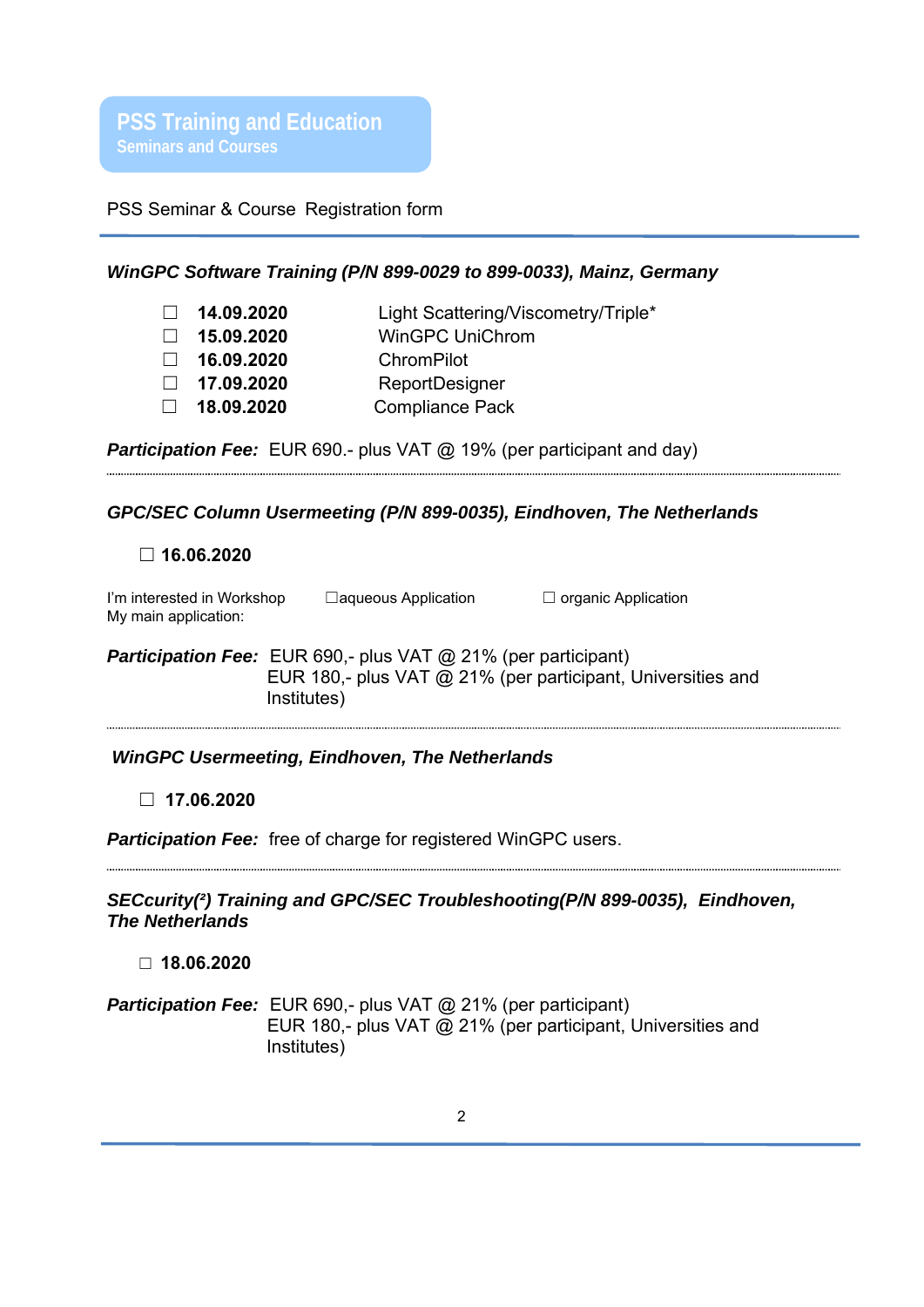**PSS Training and Education**
Seminars and Courses

PSS Seminar & Course Registration form

---

### *WinGPC Software Training (P/N 899-0029 to 899-0033), Mainz, Germany*

- ☐ **14.09.2020** Light Scattering/Viscometry/Triple*
- ☐ **15.09.2020** WinGPC UniChrom
- ☐ **16.09.2020** ChromPilot
- ☐ **17.09.2020** ReportDesigner
- ☐ **18.09.2020** Compliance Pack

***Participation Fee:*** EUR 690.- plus VAT @ 19% (per participant and day)

---

### *GPC/SEC Column Usermeeting (P/N 899-0035), Eindhoven, The Netherlands*

☐ **16.06.2020**

I'm interested in Workshop ☐aqueous Application ☐ organic Application
My main application:

***Participation Fee:*** EUR 690,- plus VAT @ 21% (per participant)
EUR 180,- plus VAT @ 21% (per participant, Universities and Institutes)

---

### *WinGPC Usermeeting, Eindhoven, The Netherlands*

☐ **17.06.2020**

***Participation Fee:*** free of charge for registered WinGPC users.

---

### *SECcurity(²) Training and GPC/SEC Troubleshooting(P/N 899-0035), Eindhoven, The Netherlands*

☐ **18.06.2020**

***Participation Fee:*** EUR 690,- plus VAT @ 21% (per participant)
EUR 180,- plus VAT @ 21% (per participant, Universities and Institutes)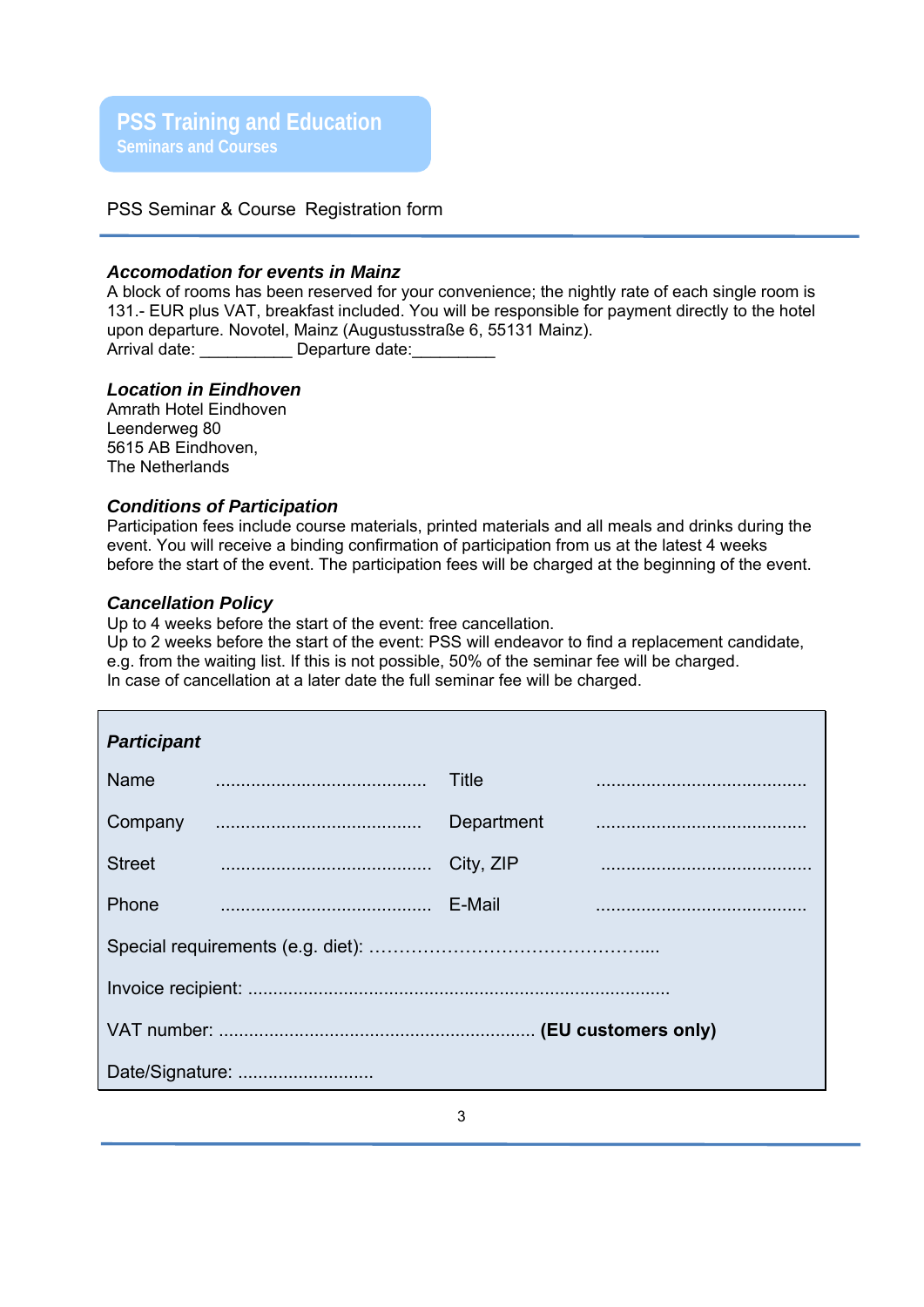**PSS Training and Education**
Seminars and Courses

PSS Seminar & Course Registration form

### *Accomodation for events in Mainz*

A block of rooms has been reserved for your convenience; the nightly rate of each single room is 131.- EUR plus VAT, breakfast included. You will be responsible for payment directly to the hotel upon departure. Novotel, Mainz (Augustusstraße 6, 55131 Mainz).
Arrival date: __________ Departure date:_________

### *Location in Eindhoven*

Amrath Hotel Eindhoven
Leenderweg 80
5615 AB Eindhoven,
The Netherlands

### *Conditions of Participation*

Participation fees include course materials, printed materials and all meals and drinks during the event. You will receive a binding confirmation of participation from us at the latest 4 weeks before the start of the event. The participation fees will be charged at the beginning of the event.

### *Cancellation Policy*

Up to 4 weeks before the start of the event: free cancellation.
Up to 2 weeks before the start of the event: PSS will endeavor to find a replacement candidate, e.g. from the waiting list. If this is not possible, 50% of the seminar fee will be charged.
In case of cancellation at a later date the full seminar fee will be charged.

### *Participant*

| | | | |
|---|---|---|---|
| Name | ......................................... | Title | ......................................... |
| Company | ......................................... | Department | ......................................... |
| Street | ......................................... | City, ZIP | ......................................... |
| Phone | ......................................... | E-Mail | ......................................... |

Special requirements (e.g. diet): ………………………………………....

Invoice recipient: .................................................................................

VAT number: ............................................................. **(EU customers only)**

Date/Signature: ...........................